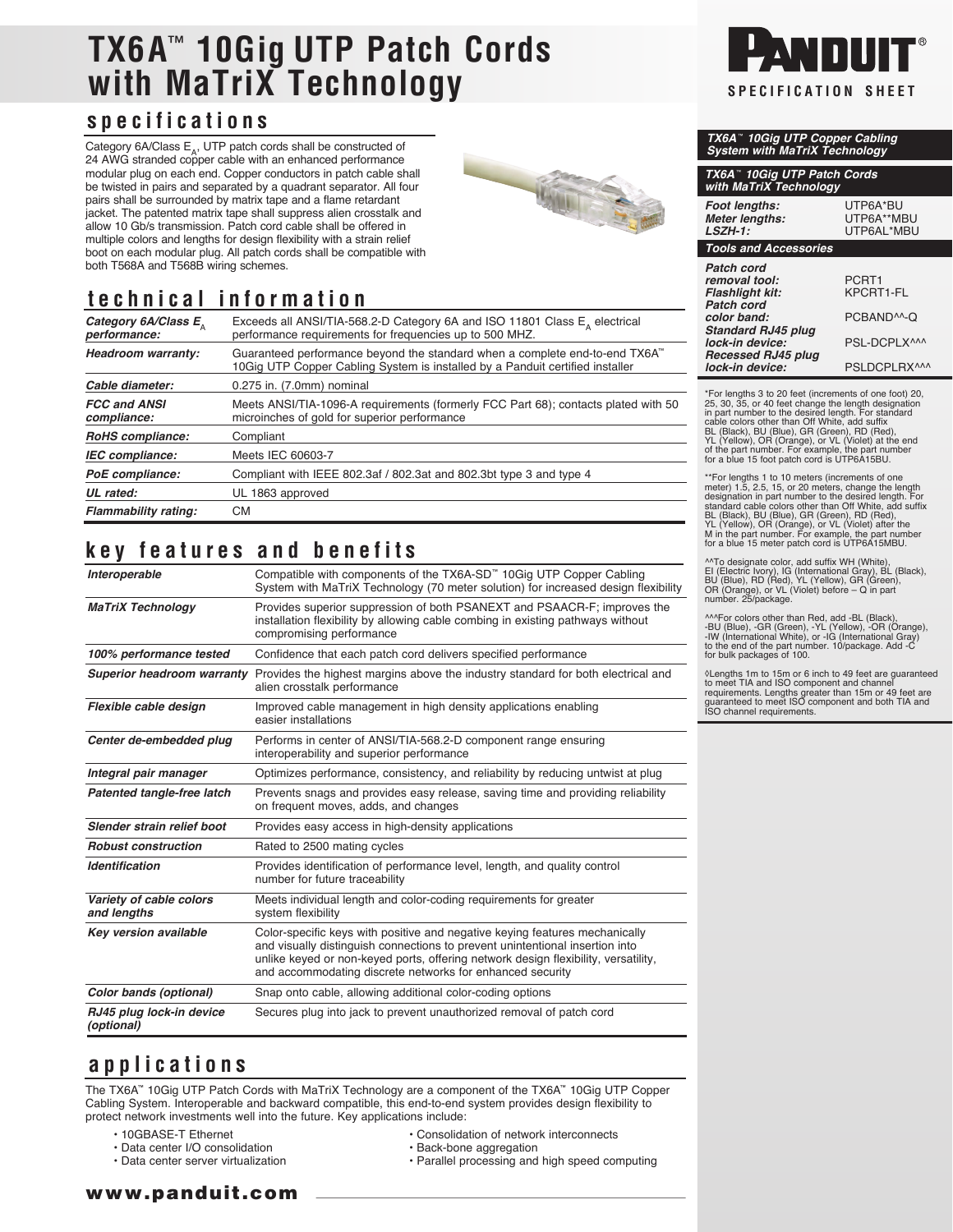# TX6A™ 10Gig UTP Patch Cords with MaTriX Technology

PANDUIT®

SPECIFICATION SHEET

## specifications

Category 6A/Class $E_A$, UTP patch cords shall be constructed of 24 AWG stranded copper cable with an enhanced performance modular plug on each end. Copper conductors in patch cable shall be twisted in pairs and separated by a quadrant separator. All four pairs shall be surrounded by matrix tape and a flame retardant jacket. The patented matrix tape shall suppress alien crosstalk and allow 10 Gb/s transmission. Patch cord cable shall be offered in multiple colors and lengths for design flexibility with a strain relief boot on each modular plug. All patch cords shall be compatible with both T568A and T568B wiring schemes.

## technical information

| | |
|---|---|
| ***Category 6A/Class $E_A$ performance:*** | Exceeds all ANSI/TIA-568.2-D Category 6A and ISO 11801 Class $E_A$ electrical performance requirements for frequencies up to 500 MHZ. |
| ***Headroom warranty:*** | Guaranteed performance beyond the standard when a complete end-to-end TX6A™ 10Gig UTP Copper Cabling System is installed by a Panduit certified installer |
| ***Cable diameter:*** | 0.275 in. (7.0mm) nominal |
| ***FCC and ANSI compliance:*** | Meets ANSI/TIA-1096-A requirements (formerly FCC Part 68); contacts plated with 50 microinches of gold for superior performance |
| ***RoHS compliance:*** | Compliant |
| ***IEC compliance:*** | Meets IEC 60603-7 |
| ***PoE compliance:*** | Compliant with IEEE 802.3af / 802.3at and 802.3bt type 3 and type 4 |
| ***UL rated:*** | UL 1863 approved |
| ***Flammability rating:*** | CM |

## key features and benefits

| | |
|---|---|
| ***Interoperable*** | Compatible with components of the TX6A-SD™ 10Gig UTP Copper Cabling System with MaTriX Technology (70 meter solution) for increased design flexibility |
| ***MaTriX Technology*** | Provides superior suppression of both PSANEXT and PSAACR-F; improves the installation flexibility by allowing cable combing in existing pathways without compromising performance |
| ***100% performance tested*** | Confidence that each patch cord delivers specified performance |
| ***Superior headroom warranty*** | Provides the highest margins above the industry standard for both electrical and alien crosstalk performance |
| ***Flexible cable design*** | Improved cable management in high density applications enabling easier installations |
| ***Center de-embedded plug*** | Performs in center of ANSI/TIA-568.2-D component range ensuring interoperability and superior performance |
| ***Integral pair manager*** | Optimizes performance, consistency, and reliability by reducing untwist at plug |
| ***Patented tangle-free latch*** | Prevents snags and provides easy release, saving time and providing reliability on frequent moves, adds, and changes |
| ***Slender strain relief boot*** | Provides easy access in high-density applications |
| ***Robust construction*** | Rated to 2500 mating cycles |
| ***Identification*** | Provides identification of performance level, length, and quality control number for future traceability |
| ***Variety of cable colors and lengths*** | Meets individual length and color-coding requirements for greater system flexibility |
| ***Key version available*** | Color-specific keys with positive and negative keying features mechanically and visually distinguish connections to prevent unintentional insertion into unlike keyed or non-keyed ports, offering network design flexibility, versatility, and accommodating discrete networks for enhanced security |
| ***Color bands (optional)*** | Snap onto cable, allowing additional color-coding options |
| ***RJ45 plug lock-in device (optional)*** | Secures plug into jack to prevent unauthorized removal of patch cord |

## applications

The TX6A™ 10Gig UTP Patch Cords with MaTriX Technology are a component of the TX6A™ 10Gig UTP Copper Cabling System. Interoperable and backward compatible, this end-to-end system provides design flexibility to protect network investments well into the future. Key applications include:

- 10GBASE-T Ethernet
- Data center I/O consolidation
- Data center server virtualization
- Consolidation of network interconnects
- Back-bone aggregation
- Parallel processing and high speed computing

**www.panduit.com**

### TX6A™ 10Gig UTP Copper Cabling System with MaTriX Technology

| TX6A™ 10Gig UTP Patch Cords with MaTriX Technology | |
|---|---|
| ***Foot lengths:*** | UTP6A*BU |
| ***Meter lengths:*** | UTP6A**MBU |
| ***LSZH-1:*** | UTP6AL*MBU |
| **Tools and Accessories** | |
| ***Patch cord removal tool:*** | PCRT1 |
| ***Flashlight kit:*** | KPCRT1-FL |
| ***Patch cord color band:*** | PCBAND^^-Q |
| ***Standard RJ45 plug lock-in device:*** | PSL-DCPLX^^^ |
| ***Recessed RJ45 plug lock-in device:*** | PSLDCPLRX^^^ |

*For lengths 3 to 20 feet (increments of one foot) 20, 25, 30, 35, or 40 feet change the length designation in part number to the desired length. For standard cable colors other than Off White, add suffix BL (Black), BU (Blue), GR (Green), RD (Red), YL (Yellow), OR (Orange), or VL (Violet) at the end of the part number. For example, the part number for a blue 15 foot patch cord is UTP6A15BU.

**For lengths 1 to 10 meters (increments of one meter) 1.5, 2.5, 15, or 20 meters, change the length designation in part number to the desired length. For standard cable colors other than Off White, add suffix BL (Black), BU (Blue), GR (Green), RD (Red), YL (Yellow), OR (Orange), or VL (Violet) after the M in the part number. For example, the part number for a blue 15 meter patch cord is UTP6A15MBU.

^^To designate color, add suffix WH (White), EI (Electric Ivory), IG (International Gray), BL (Black), BU (Blue), RD (Red), YL (Yellow), GR (Green), OR (Orange), or VL (Violet) before – Q in part number. 25/package.

^^^For colors other than Red, add -BL (Black), -BU (Blue), -GR (Green), -YL (Yellow), -OR (Orange), -IW (International White), or -IG (International Gray) to the end of the part number. 10/package. Add -C for bulk packages of 100.

◊Lengths 1m to 15m or 6 inch to 49 feet are guaranteed to meet TIA and ISO component and channel requirements. Lengths greater than 15m or 49 feet are guaranteed to meet ISO component and both TIA and ISO channel requirements.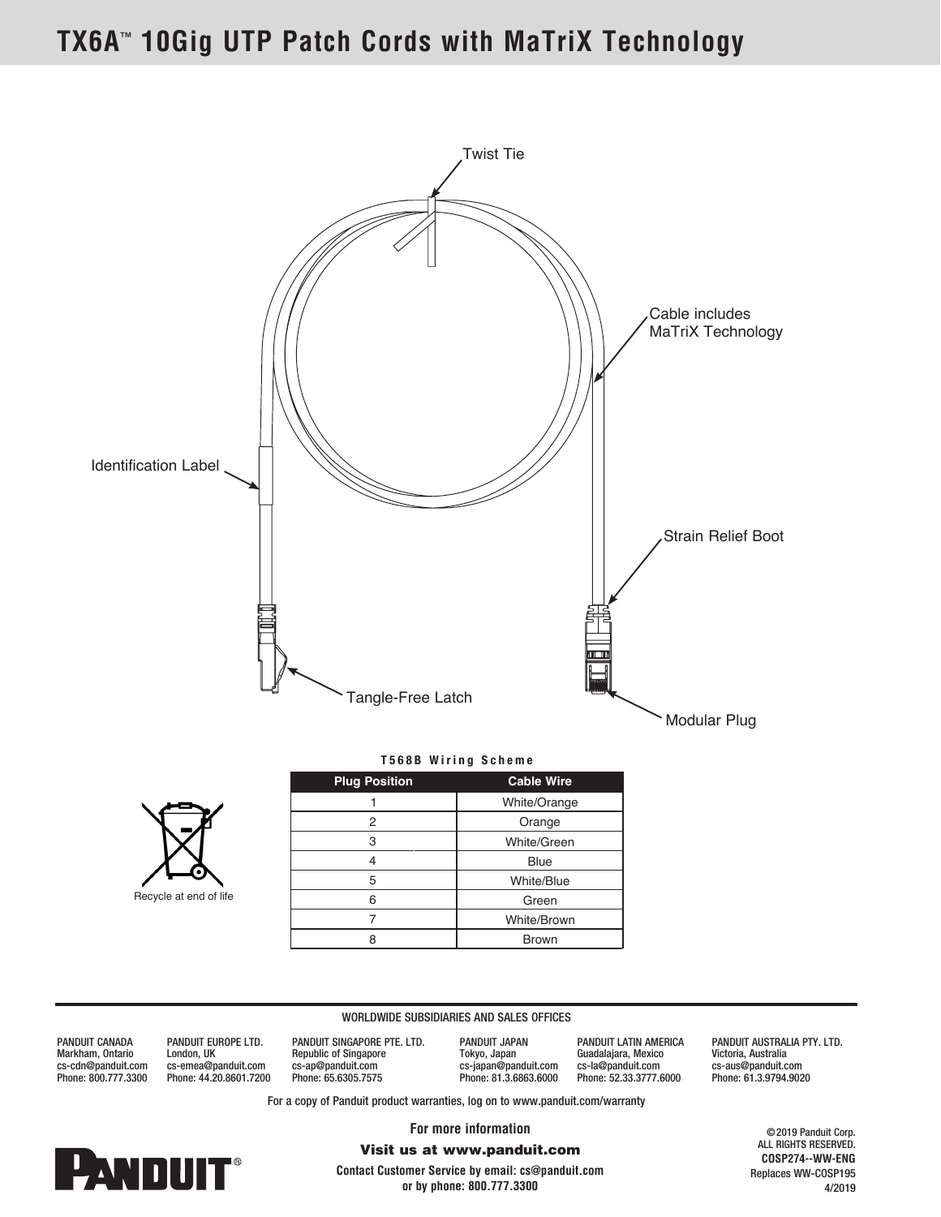# TX6A™ 10Gig UTP Patch Cords with MaTriX Technology

Twist Tie

Cable includes MaTriX Technology

Identification Label

Strain Relief Boot

Tangle-Free Latch

Modular Plug

**T568B Wiring Scheme**

| Plug Position | Cable Wire |
|---|---|
| 1 | White/Orange |
| 2 | Orange |
| 3 | White/Green |
| 4 | Blue |
| 5 | White/Blue |
| 6 | Green |
| 7 | White/Brown |
| 8 | Brown |

Recycle at end of life

WORLDWIDE SUBSIDIARIES AND SALES OFFICES

PANDUIT CANADA
Markham, Ontario
cs-cdn@panduit.com
Phone: 800.777.3300

PANDUIT EUROPE LTD.
London, UK
cs-emea@panduit.com
Phone: 44.20.8601.7200

PANDUIT SINGAPORE PTE. LTD.
Republic of Singapore
cs-ap@panduit.com
Phone: 65.6305.7575

PANDUIT JAPAN
Tokyo, Japan
cs-japan@panduit.com
Phone: 81.3.6863.6000

PANDUIT LATIN AMERICA
Guadalajara, Mexico
cs-la@panduit.com
Phone: 52.33.3777.6000

PANDUIT AUSTRALIA PTY. LTD.
Victoria, Australia
cs-aus@panduit.com
Phone: 61.3.9794.9020

For a copy of Panduit product warranties, log on to www.panduit.com/warranty

PANDUIT®

**For more information**

**Visit us at www.panduit.com**

**Contact Customer Service by email: cs@panduit.com or by phone: 800.777.3300**

©2019 Panduit Corp.
ALL RIGHTS RESERVED.
**COSP274--WW-ENG**
Replaces WW-COSP195
4/2019